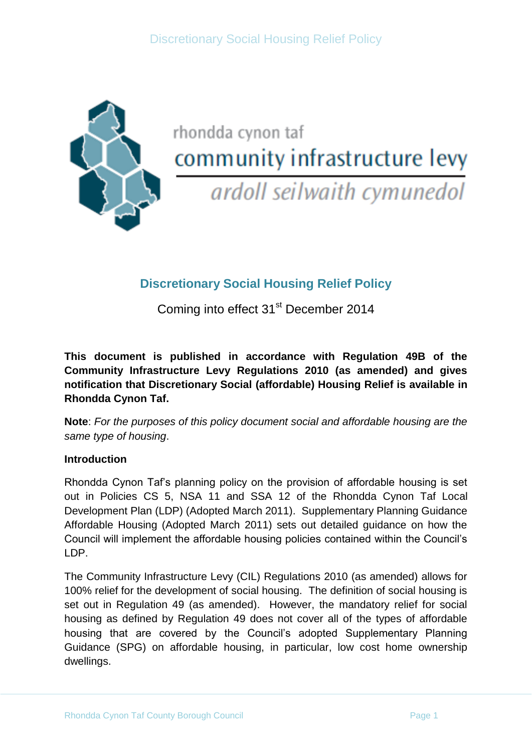rhondda cynon taf

community infrastructure levy

*ardoll seilwaith cymunedol*

# Discretionary Social Housing Relief Policy

Coming into effect 31st December 2014

**This document is published in accordance with Regulation 49B of the Community Infrastructure Levy Regulations 2010 (as amended) and gives notification that Discretionary Social (affordable) Housing Relief is available in Rhondda Cynon Taf.**

**Note**: *For the purposes of this policy document social and affordable housing are the same type of housing*.

**Introduction**

Rhondda Cynon Taf's planning policy on the provision of affordable housing is set out in Policies CS 5, NSA 11 and SSA 12 of the Rhondda Cynon Taf Local Development Plan (LDP) (Adopted March 2011). Supplementary Planning Guidance Affordable Housing (Adopted March 2011) sets out detailed guidance on how the Council will implement the affordable housing policies contained within the Council's LDP.

The Community Infrastructure Levy (CIL) Regulations 2010 (as amended) allows for 100% relief for the development of social housing. The definition of social housing is set out in Regulation 49 (as amended). However, the mandatory relief for social housing as defined by Regulation 49 does not cover all of the types of affordable housing that are covered by the Council's adopted Supplementary Planning Guidance (SPG) on affordable housing, in particular, low cost home ownership dwellings.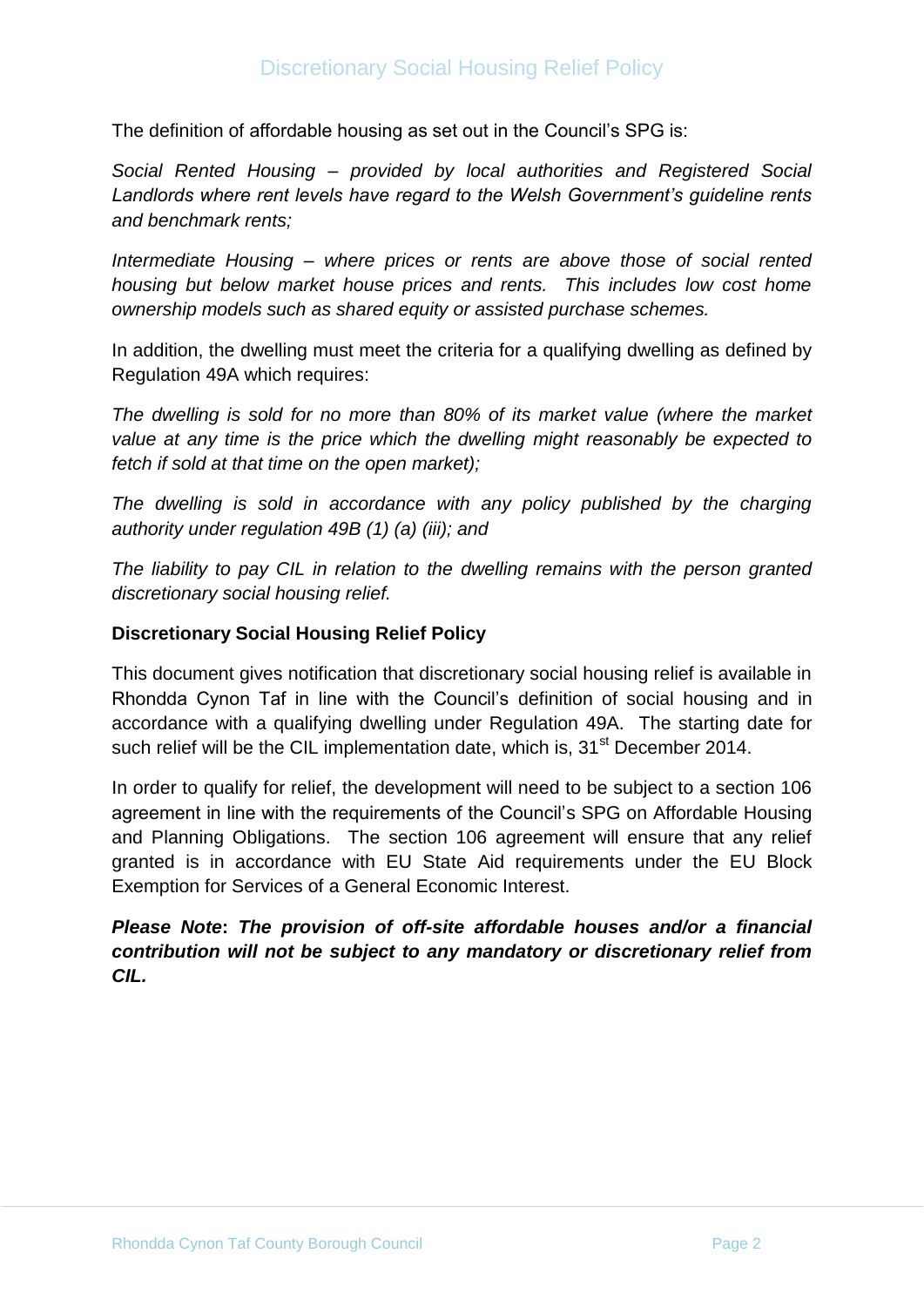The definition of affordable housing as set out in the Council's SPG is:

*Social Rented Housing – provided by local authorities and Registered Social Landlords where rent levels have regard to the Welsh Government's guideline rents and benchmark rents;*

*Intermediate Housing – where prices or rents are above those of social rented housing but below market house prices and rents. This includes low cost home ownership models such as shared equity or assisted purchase schemes.*

In addition, the dwelling must meet the criteria for a qualifying dwelling as defined by Regulation 49A which requires:

*The dwelling is sold for no more than 80% of its market value (where the market value at any time is the price which the dwelling might reasonably be expected to fetch if sold at that time on the open market);*

*The dwelling is sold in accordance with any policy published by the charging authority under regulation 49B (1) (a) (iii); and*

*The liability to pay CIL in relation to the dwelling remains with the person granted discretionary social housing relief.*

**Discretionary Social Housing Relief Policy**

This document gives notification that discretionary social housing relief is available in Rhondda Cynon Taf in line with the Council's definition of social housing and in accordance with a qualifying dwelling under Regulation 49A. The starting date for such relief will be the CIL implementation date, which is, 31st December 2014.

In order to qualify for relief, the development will need to be subject to a section 106 agreement in line with the requirements of the Council's SPG on Affordable Housing and Planning Obligations. The section 106 agreement will ensure that any relief granted is in accordance with EU State Aid requirements under the EU Block Exemption for Services of a General Economic Interest.

***Please Note*: *The provision of off-site affordable houses and/or a financial contribution will not be subject to any mandatory or discretionary relief from CIL.***